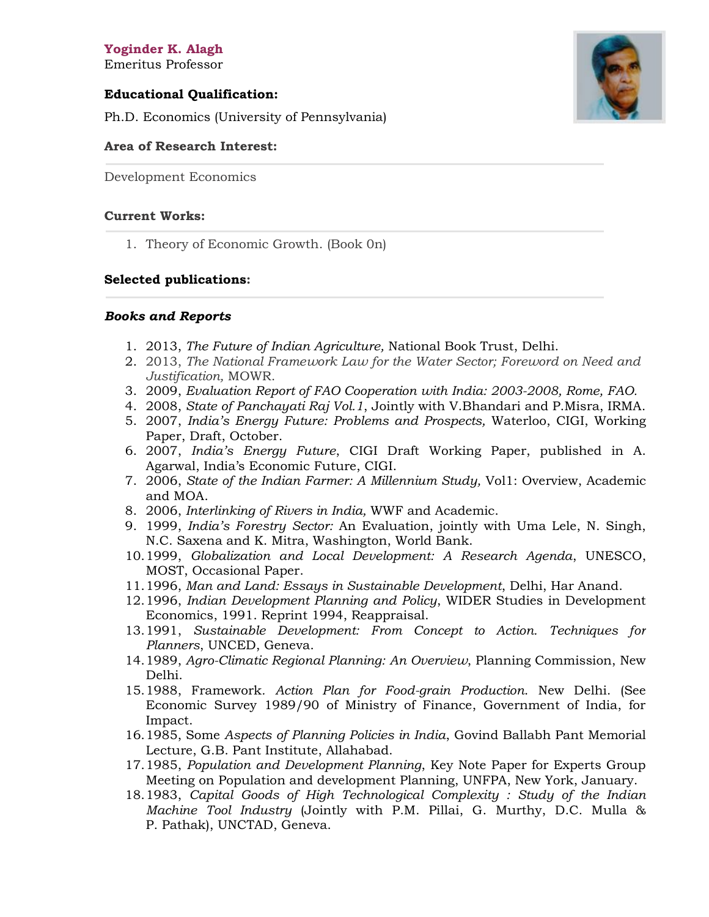**Yoginder K. Alagh**
Emeritus Professor

**Educational Qualification:**

Ph.D. Economics (University of Pennsylvania)

**Area of Research Interest:**

Development Economics

**Current Works:**

1. Theory of Economic Growth. (Book 0n)

**Selected publications:**

***Books and Reports***

1. 2013, *The Future of Indian Agriculture,* National Book Trust, Delhi.
2. 2013, *The National Framework Law for the Water Sector; Foreword on Need and Justification,* MOWR.
3. 2009, *Evaluation Report of FAO Cooperation with India: 2003-2008, Rome, FAO.*
4. 2008, *State of Panchayati Raj Vol.1*, Jointly with V.Bhandari and P.Misra, IRMA.
5. 2007, *India's Energy Future: Problems and Prospects,* Waterloo, CIGI, Working Paper, Draft, October.
6. 2007, *India's Energy Future*, CIGI Draft Working Paper, published in A. Agarwal, India's Economic Future, CIGI.
7. 2006, *State of the Indian Farmer: A Millennium Study,* Vol1: Overview, Academic and MOA.
8. 2006, *Interlinking of Rivers in India,* WWF and Academic.
9. 1999, *India's Forestry Sector:* An Evaluation, jointly with Uma Lele, N. Singh, N.C. Saxena and K. Mitra, Washington, World Bank.
10. 1999, *Globalization and Local Development: A Research Agenda*, UNESCO, MOST, Occasional Paper.
11. 1996, *Man and Land: Essays in Sustainable Development*, Delhi, Har Anand.
12. 1996, *Indian Development Planning and Policy*, WIDER Studies in Development Economics, 1991. Reprint 1994, Reappraisal.
13. 1991, *Sustainable Development: From Concept to Action. Techniques for Planners*, UNCED, Geneva.
14. 1989, *Agro-Climatic Regional Planning: An Overview*, Planning Commission, New Delhi.
15. 1988, Framework. *Action Plan for Food-grain Production*. New Delhi. (See Economic Survey 1989/90 of Ministry of Finance, Government of India, for Impact.
16. 1985, Some *Aspects of Planning Policies in India*, Govind Ballabh Pant Memorial Lecture, G.B. Pant Institute, Allahabad.
17. 1985, *Population and Development Planning*, Key Note Paper for Experts Group Meeting on Population and development Planning, UNFPA, New York, January.
18. 1983, *Capital Goods of High Technological Complexity : Study of the Indian Machine Tool Industry* (Jointly with P.M. Pillai, G. Murthy, D.C. Mulla & P. Pathak), UNCTAD, Geneva.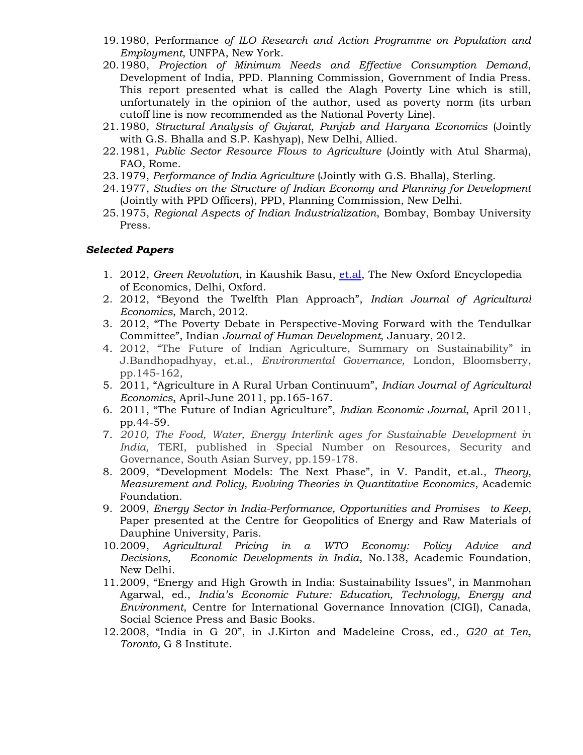19. 1980, Performance *of ILO Research and Action Programme on Population and Employment*, UNFPA, New York.
20. 1980, *Projection of Minimum Needs and Effective Consumption Demand*, Development of India, PPD. Planning Commission, Government of India Press. This report presented what is called the Alagh Poverty Line which is still, unfortunately in the opinion of the author, used as poverty norm (its urban cutoff line is now recommended as the National Poverty Line).
21. 1980, *Structural Analysis of Gujarat, Punjab and Haryana Economics* (Jointly with G.S. Bhalla and S.P. Kashyap), New Delhi, Allied.
22. 1981, *Public Sector Resource Flows to Agriculture* (Jointly with Atul Sharma), FAO, Rome.
23. 1979, *Performance of India Agriculture* (Jointly with G.S. Bhalla), Sterling.
24. 1977, *Studies on the Structure of Indian Economy and Planning for Development* (Jointly with PPD Officers), PPD, Planning Commission, New Delhi.
25. 1975, *Regional Aspects of Indian Industrialization*, Bombay, Bombay University Press.

### *Selected Papers*

1. 2012, *Green Revolution*, in Kaushik Basu, et.al, The New Oxford Encyclopedia of Economics, Delhi, Oxford.
2. 2012, "Beyond the Twelfth Plan Approach", *Indian Journal of Agricultural Economics*, March, 2012.
3. 2012, "The Poverty Debate in Perspective-Moving Forward with the Tendulkar Committee", Indian *Journal of Human Development,* January, 2012.
4. 2012, "The Future of Indian Agriculture, Summary on Sustainability" in J.Bandhopadhyay, et.al., *Environmental Governance,* London, Bloomsberry, pp.145-162,
5. 2011, "Agriculture in A Rural Urban Continuum", *Indian Journal of Agricultural Economics*, April-June 2011, pp.165-167.
6. 2011, "The Future of Indian Agriculture", *Indian Economic Journal*, April 2011, pp.44-59.
7. *2010, The Food, Water, Energy Interlink ages for Sustainable Development in India,* TERI, published in Special Number on Resources, Security and Governance, South Asian Survey, pp.159-178.
8. 2009, "Development Models: The Next Phase", in V. Pandit, et.al., *Theory, Measurement and Policy, Evolving Theories in Quantitative Economics*, Academic Foundation.
9. 2009, *Energy Sector in India-Performance, Opportunities and Promises to Keep*, Paper presented at the Centre for Geopolitics of Energy and Raw Materials of Dauphine University, Paris.
10. 2009, *Agricultural Pricing in a WTO Economy: Policy Advice and Decisions, Economic Developments in India*, No.138, Academic Foundation, New Delhi.
11. 2009, "Energy and High Growth in India: Sustainability Issues", in Manmohan Agarwal, ed., *India's Economic Future: Education, Technology, Energy and Environment*, Centre for International Governance Innovation (CIGI), Canada, Social Science Press and Basic Books.
12. 2008, "India in G 20", in J.Kirton and Madeleine Cross, ed., *G20 at Ten, Toronto,* G 8 Institute.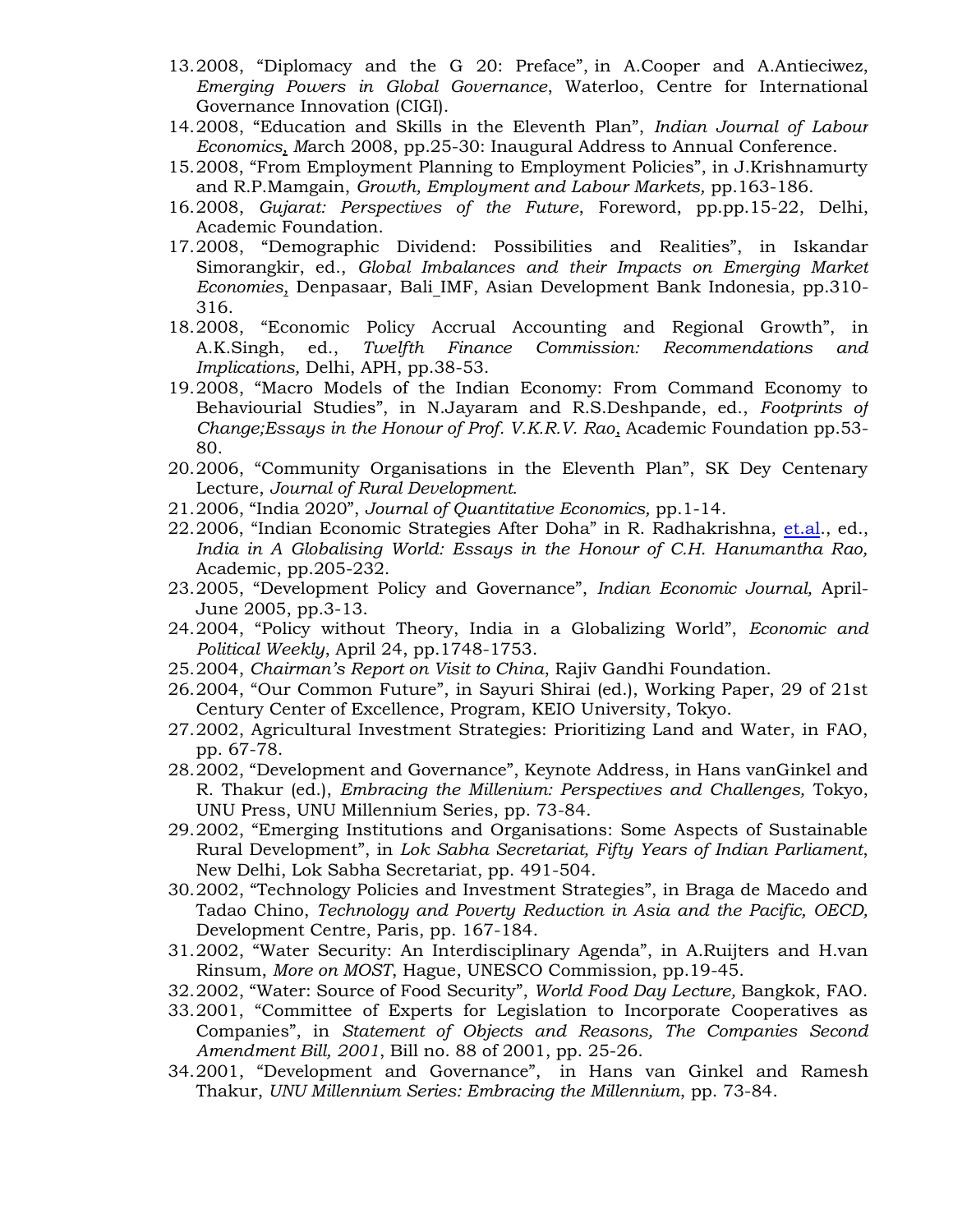13. 2008, "Diplomacy and the G 20: Preface", in A.Cooper and A.Antieciwez, *Emerging Powers in Global Governance*, Waterloo, Centre for International Governance Innovation (CIGI).
14. 2008, "Education and Skills in the Eleventh Plan", *Indian Journal of Labour Economics, M*arch 2008, pp.25-30: Inaugural Address to Annual Conference.
15. 2008, "From Employment Planning to Employment Policies", in J.Krishnamurty and R.P.Mamgain, *Growth, Employment and Labour Markets,* pp.163-186.
16. 2008, *Gujarat: Perspectives of the Future*, Foreword, pp.pp.15-22, Delhi, Academic Foundation.
17. 2008, "Demographic Dividend: Possibilities and Realities", in Iskandar Simorangkir, ed., *Global Imbalances and their Impacts on Emerging Market Economies,* Denpasaar, Bali_IMF, Asian Development Bank Indonesia, pp.310-316.
18. 2008, "Economic Policy Accrual Accounting and Regional Growth", in A.K.Singh, ed., *Twelfth Finance Commission: Recommendations and Implications,* Delhi, APH, pp.38-53.
19. 2008, "Macro Models of the Indian Economy: From Command Economy to Behaviourial Studies", in N.Jayaram and R.S.Deshpande, ed., *Footprints of Change;Essays in the Honour of Prof. V.K.R.V. Rao,* Academic Foundation pp.53-80.
20. 2006, "Community Organisations in the Eleventh Plan", SK Dey Centenary Lecture, *Journal of Rural Development.*
21. 2006, "India 2020", *Journal of Quantitative Economics,* pp.1-14.
22. 2006, "Indian Economic Strategies After Doha" in R. Radhakrishna, et.al., ed., *India in A Globalising World: Essays in the Honour of C.H. Hanumantha Rao,* Academic, pp.205-232.
23. 2005, "Development Policy and Governance", *Indian Economic Journal,* April-June 2005, pp.3-13.
24. 2004, "Policy without Theory, India in a Globalizing World", *Economic and Political Weekly*, April 24, pp.1748-1753.
25. 2004, *Chairman's Report on Visit to China*, Rajiv Gandhi Foundation.
26. 2004, "Our Common Future", in Sayuri Shirai (ed.), Working Paper, 29 of 21st Century Center of Excellence, Program, KEIO University, Tokyo.
27. 2002, Agricultural Investment Strategies: Prioritizing Land and Water, in FAO, pp. 67-78.
28. 2002, "Development and Governance", Keynote Address, in Hans vanGinkel and R. Thakur (ed.), *Embracing the Millenium: Perspectives and Challenges,* Tokyo, UNU Press, UNU Millennium Series, pp. 73-84.
29. 2002, "Emerging Institutions and Organisations: Some Aspects of Sustainable Rural Development", in *Lok Sabha Secretariat, Fifty Years of Indian Parliament*, New Delhi, Lok Sabha Secretariat, pp. 491-504.
30. 2002, "Technology Policies and Investment Strategies", in Braga de Macedo and Tadao Chino, *Technology and Poverty Reduction in Asia and the Pacific, OECD,* Development Centre, Paris, pp. 167-184.
31. 2002, "Water Security: An Interdisciplinary Agenda", in A.Ruijters and H.van Rinsum, *More on MOST*, Hague, UNESCO Commission, pp.19-45.
32. 2002, "Water: Source of Food Security", *World Food Day Lecture,* Bangkok, FAO.
33. 2001, "Committee of Experts for Legislation to Incorporate Cooperatives as Companies", in *Statement of Objects and Reasons, The Companies Second Amendment Bill, 2001*, Bill no. 88 of 2001, pp. 25-26.
34. 2001, "Development and Governance", in Hans van Ginkel and Ramesh Thakur, *UNU Millennium Series: Embracing the Millennium*, pp. 73-84.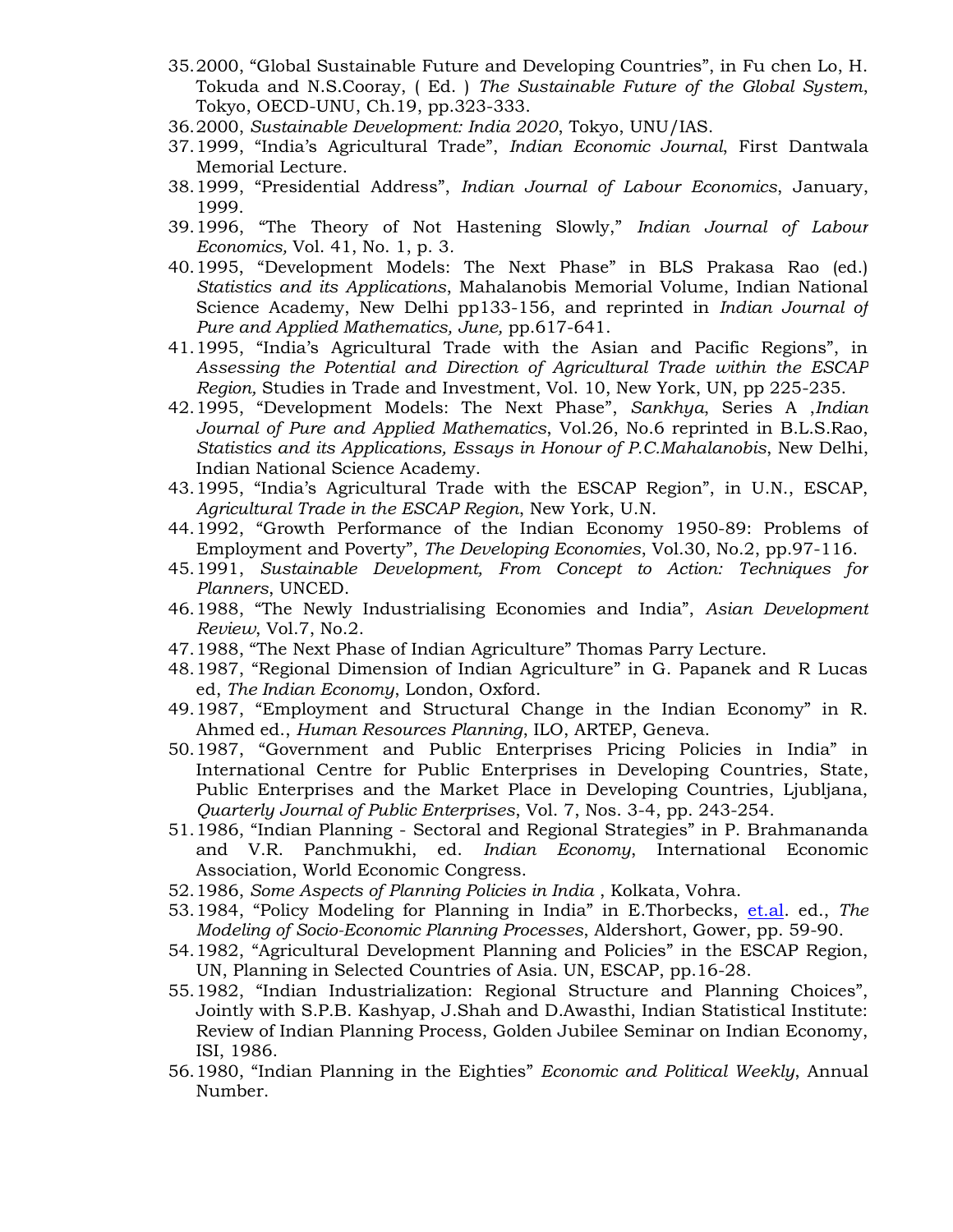35. 2000, "Global Sustainable Future and Developing Countries", in Fu chen Lo, H. Tokuda and N.S.Cooray, ( Ed. ) *The Sustainable Future of the Global System*, Tokyo, OECD-UNU, Ch.19, pp.323-333.
36. 2000, *Sustainable Development: India 2020*, Tokyo, UNU/IAS.
37. 1999, "India's Agricultural Trade", *Indian Economic Journal*, First Dantwala Memorial Lecture.
38. 1999, "Presidential Address", *Indian Journal of Labour Economics*, January, 1999.
39. 1996, "The Theory of Not Hastening Slowly," *Indian Journal of Labour Economics*, Vol. 41, No. 1, p. 3.
40. 1995, "Development Models: The Next Phase" in BLS Prakasa Rao (ed.) *Statistics and its Applications*, Mahalanobis Memorial Volume, Indian National Science Academy, New Delhi pp133-156, and reprinted in *Indian Journal of Pure and Applied Mathematics, June,* pp.617-641.
41. 1995, "India's Agricultural Trade with the Asian and Pacific Regions", in *Assessing the Potential and Direction of Agricultural Trade within the ESCAP Region,* Studies in Trade and Investment, Vol. 10, New York, UN, pp 225-235.
42. 1995, "Development Models: The Next Phase", *Sankhya*, Series A ,*Indian Journal of Pure and Applied Mathematics*, Vol.26, No.6 reprinted in B.L.S.Rao, *Statistics and its Applications, Essays in Honour of P.C.Mahalanobis*, New Delhi, Indian National Science Academy.
43. 1995, "India's Agricultural Trade with the ESCAP Region", in U.N., ESCAP, *Agricultural Trade in the ESCAP Region*, New York, U.N.
44. 1992, "Growth Performance of the Indian Economy 1950-89: Problems of Employment and Poverty", *The Developing Economies*, Vol.30, No.2, pp.97-116.
45. 1991, *Sustainable Development, From Concept to Action: Techniques for Planners*, UNCED.
46. 1988, "The Newly Industrialising Economies and India", *Asian Development Review*, Vol.7, No.2.
47. 1988, "The Next Phase of Indian Agriculture" Thomas Parry Lecture.
48. 1987, "Regional Dimension of Indian Agriculture" in G. Papanek and R Lucas ed, *The Indian Economy*, London, Oxford.
49. 1987, "Employment and Structural Change in the Indian Economy" in R. Ahmed ed., *Human Resources Planning*, ILO, ARTEP, Geneva.
50. 1987, "Government and Public Enterprises Pricing Policies in India" in International Centre for Public Enterprises in Developing Countries, State, Public Enterprises and the Market Place in Developing Countries, Ljubljana, *Quarterly Journal of Public Enterprises*, Vol. 7, Nos. 3-4, pp. 243-254.
51. 1986, "Indian Planning - Sectoral and Regional Strategies" in P. Brahmananda and V.R. Panchmukhi, ed. *Indian Economy*, International Economic Association, World Economic Congress.
52. 1986, *Some Aspects of Planning Policies in India* , Kolkata, Vohra.
53. 1984, "Policy Modeling for Planning in India" in E.Thorbecks, et.al. ed., *The Modeling of Socio-Economic Planning Processes*, Aldershort, Gower, pp. 59-90.
54. 1982, "Agricultural Development Planning and Policies" in the ESCAP Region, UN, Planning in Selected Countries of Asia. UN, ESCAP, pp.16-28.
55. 1982, "Indian Industrialization: Regional Structure and Planning Choices", Jointly with S.P.B. Kashyap, J.Shah and D.Awasthi, Indian Statistical Institute: Review of Indian Planning Process, Golden Jubilee Seminar on Indian Economy, ISI, 1986.
56. 1980, "Indian Planning in the Eighties" *Economic and Political Weekly*, Annual Number.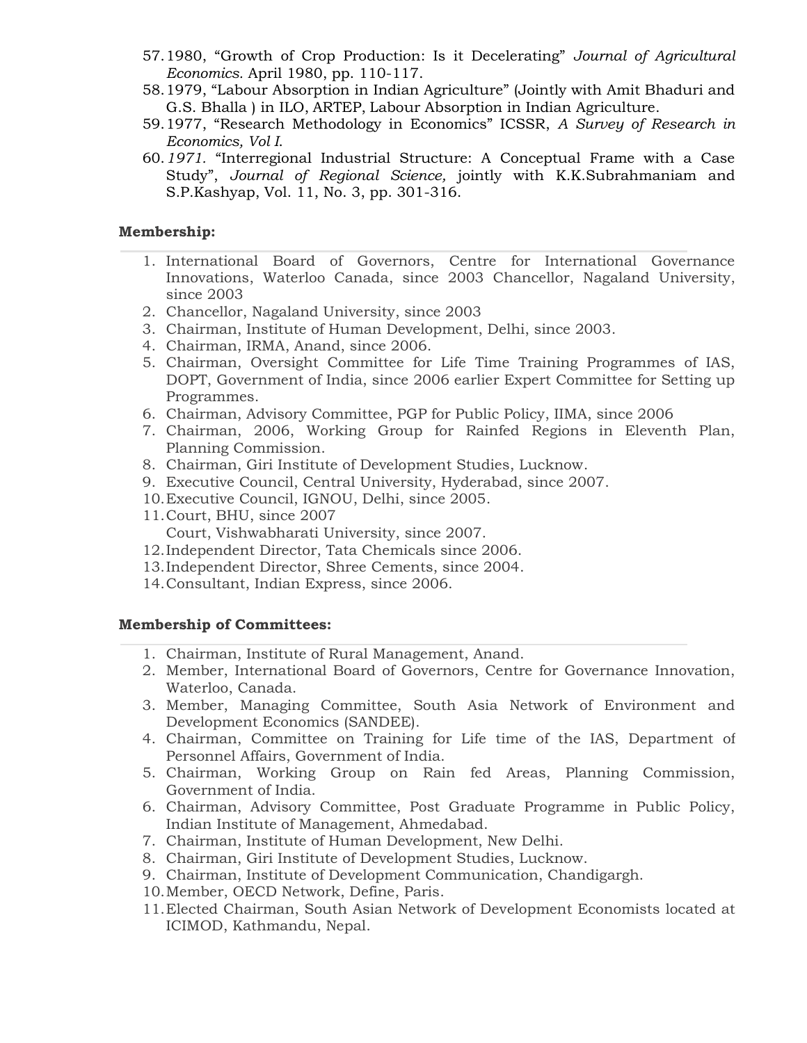57. 1980, "Growth of Crop Production: Is it Decelerating" *Journal of Agricultural Economics.* April 1980, pp. 110-117.
58. 1979, "Labour Absorption in Indian Agriculture" (Jointly with Amit Bhaduri and G.S. Bhalla ) in ILO, ARTEP, Labour Absorption in Indian Agriculture.
59. 1977, "Research Methodology in Economics" ICSSR, *A Survey of Research in Economics, Vol I.*
60. *1971.* "Interregional Industrial Structure: A Conceptual Frame with a Case Study", *Journal of Regional Science,* jointly with K.K.Subrahmaniam and S.P.Kashyap, Vol. 11, No. 3, pp. 301-316.

**Membership:**

1. International Board of Governors, Centre for International Governance Innovations, Waterloo Canada, since 2003 Chancellor, Nagaland University, since 2003
2. Chancellor, Nagaland University, since 2003
3. Chairman, Institute of Human Development, Delhi, since 2003.
4. Chairman, IRMA, Anand, since 2006.
5. Chairman, Oversight Committee for Life Time Training Programmes of IAS, DOPT, Government of India, since 2006 earlier Expert Committee for Setting up Programmes.
6. Chairman, Advisory Committee, PGP for Public Policy, IIMA, since 2006
7. Chairman, 2006, Working Group for Rainfed Regions in Eleventh Plan, Planning Commission.
8. Chairman, Giri Institute of Development Studies, Lucknow.
9. Executive Council, Central University, Hyderabad, since 2007.
10. Executive Council, IGNOU, Delhi, since 2005.
11. Court, BHU, since 2007
    Court, Vishwabharati University, since 2007.
12. Independent Director, Tata Chemicals since 2006.
13. Independent Director, Shree Cements, since 2004.
14. Consultant, Indian Express, since 2006.

**Membership of Committees:**

1. Chairman, Institute of Rural Management, Anand.
2. Member, International Board of Governors, Centre for Governance Innovation, Waterloo, Canada.
3. Member, Managing Committee, South Asia Network of Environment and Development Economics (SANDEE).
4. Chairman, Committee on Training for Life time of the IAS, Department of Personnel Affairs, Government of India.
5. Chairman, Working Group on Rain fed Areas, Planning Commission, Government of India.
6. Chairman, Advisory Committee, Post Graduate Programme in Public Policy, Indian Institute of Management, Ahmedabad.
7. Chairman, Institute of Human Development, New Delhi.
8. Chairman, Giri Institute of Development Studies, Lucknow.
9. Chairman, Institute of Development Communication, Chandigargh.
10. Member, OECD Network, Define, Paris.
11. Elected Chairman, South Asian Network of Development Economists located at ICIMOD, Kathmandu, Nepal.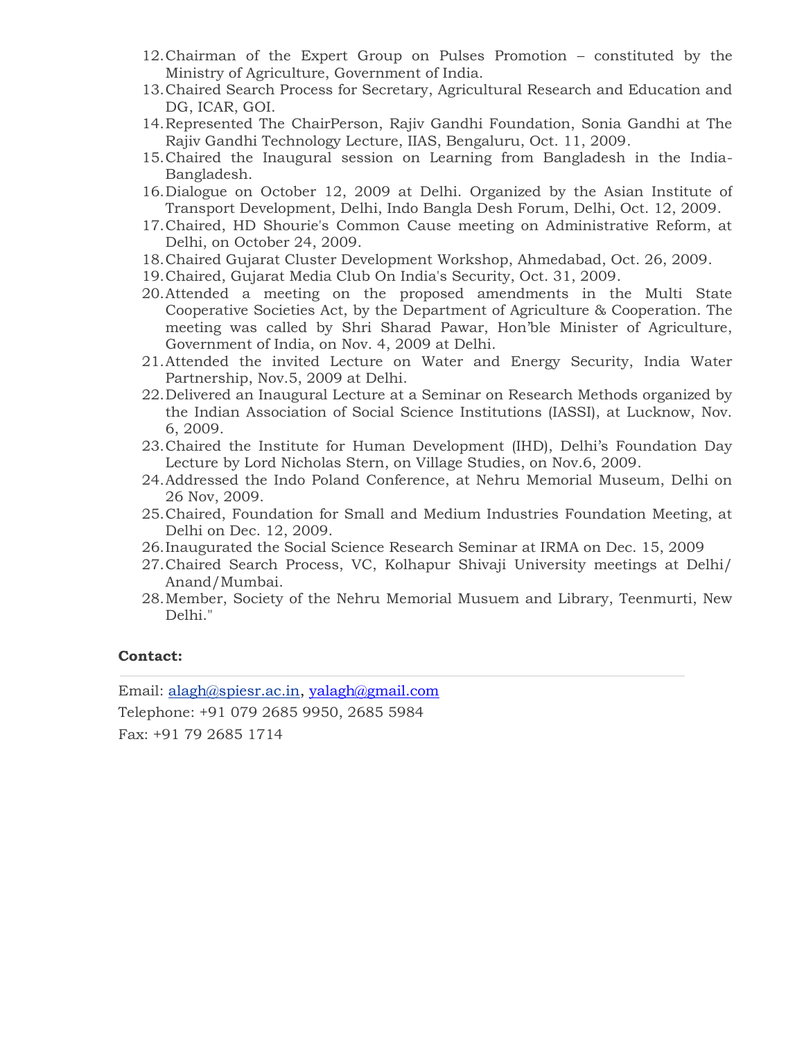12. Chairman of the Expert Group on Pulses Promotion – constituted by the Ministry of Agriculture, Government of India.
13. Chaired Search Process for Secretary, Agricultural Research and Education and DG, ICAR, GOI.
14. Represented The ChairPerson, Rajiv Gandhi Foundation, Sonia Gandhi at The Rajiv Gandhi Technology Lecture, IIAS, Bengaluru, Oct. 11, 2009.
15. Chaired the Inaugural session on Learning from Bangladesh in the India-Bangladesh.
16. Dialogue on October 12, 2009 at Delhi. Organized by the Asian Institute of Transport Development, Delhi, Indo Bangla Desh Forum, Delhi, Oct. 12, 2009.
17. Chaired, HD Shourie's Common Cause meeting on Administrative Reform, at Delhi, on October 24, 2009.
18. Chaired Gujarat Cluster Development Workshop, Ahmedabad, Oct. 26, 2009.
19. Chaired, Gujarat Media Club On India's Security, Oct. 31, 2009.
20. Attended a meeting on the proposed amendments in the Multi State Cooperative Societies Act, by the Department of Agriculture & Cooperation. The meeting was called by Shri Sharad Pawar, Hon'ble Minister of Agriculture, Government of India, on Nov. 4, 2009 at Delhi.
21. Attended the invited Lecture on Water and Energy Security, India Water Partnership, Nov.5, 2009 at Delhi.
22. Delivered an Inaugural Lecture at a Seminar on Research Methods organized by the Indian Association of Social Science Institutions (IASSI), at Lucknow, Nov. 6, 2009.
23. Chaired the Institute for Human Development (IHD), Delhi's Foundation Day Lecture by Lord Nicholas Stern, on Village Studies, on Nov.6, 2009.
24. Addressed the Indo Poland Conference, at Nehru Memorial Museum, Delhi on 26 Nov, 2009.
25. Chaired, Foundation for Small and Medium Industries Foundation Meeting, at Delhi on Dec. 12, 2009.
26. Inaugurated the Social Science Research Seminar at IRMA on Dec. 15, 2009
27. Chaired Search Process, VC, Kolhapur Shivaji University meetings at Delhi/ Anand/Mumbai.
28. Member, Society of the Nehru Memorial Musuem and Library, Teenmurti, New Delhi."

**Contact:**

---

Email: alagh@spiesr.ac.in, yalagh@gmail.com

Telephone: +91 079 2685 9950, 2685 5984

Fax: +91 79 2685 1714